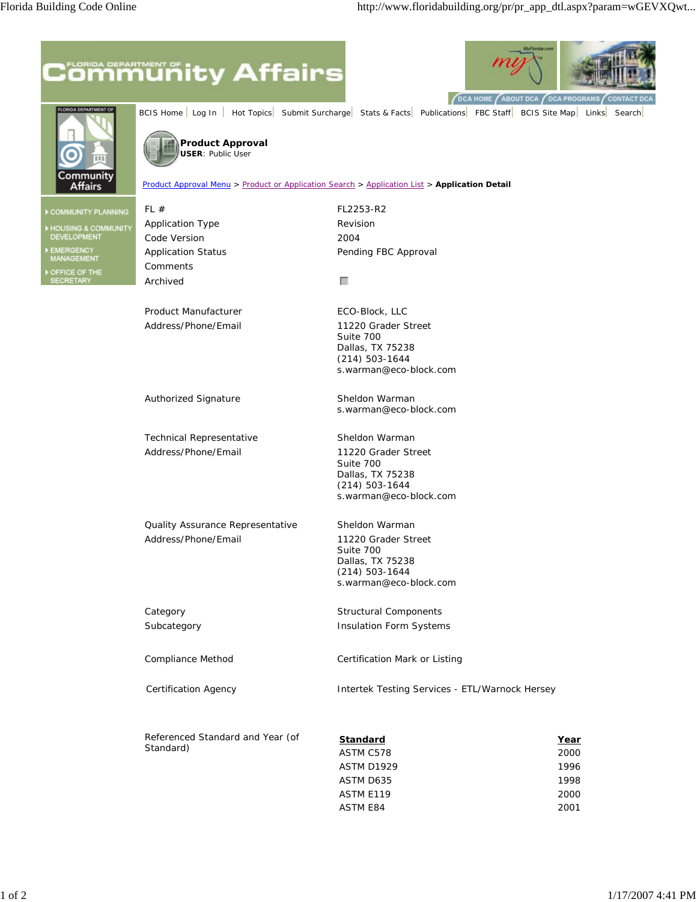# Product Approval

**USER**: Public User

Product Approval Menu > Product or Application Search > Application List > **Application Detail**

| | |
|---|---|
| FL # | FL2253-R2 |
| Application Type | Revision |
| Code Version | 2004 |
| Application Status | Pending FBC Approval |
| Comments | |
| Archived | ☐ |
| Product Manufacturer | ECO-Block, LLC |
| Address/Phone/Email | 11220 Grader Street<br>Suite 700<br>Dallas, TX 75238<br>(214) 503-1644<br>s.warman@eco-block.com |
| Authorized Signature | Sheldon Warman<br>s.warman@eco-block.com |
| Technical Representative<br>Address/Phone/Email | Sheldon Warman<br>11220 Grader Street<br>Suite 700<br>Dallas, TX 75238<br>(214) 503-1644<br>s.warman@eco-block.com |
| Quality Assurance Representative<br>Address/Phone/Email | Sheldon Warman<br>11220 Grader Street<br>Suite 700<br>Dallas, TX 75238<br>(214) 503-1644<br>s.warman@eco-block.com |
| Category | Structural Components |
| Subcategory | Insulation Form Systems |
| Compliance Method | Certification Mark or Listing |
| Certification Agency | Intertek Testing Services - ETL/Warnock Hersey |

Referenced Standard and Year (of Standard)

| Standard | Year |
|---|---|
| ASTM C578 | 2000 |
| ASTM D1929 | 1996 |
| ASTM D635 | 1998 |
| ASTM E119 | 2000 |
| ASTM E84 | 2001 |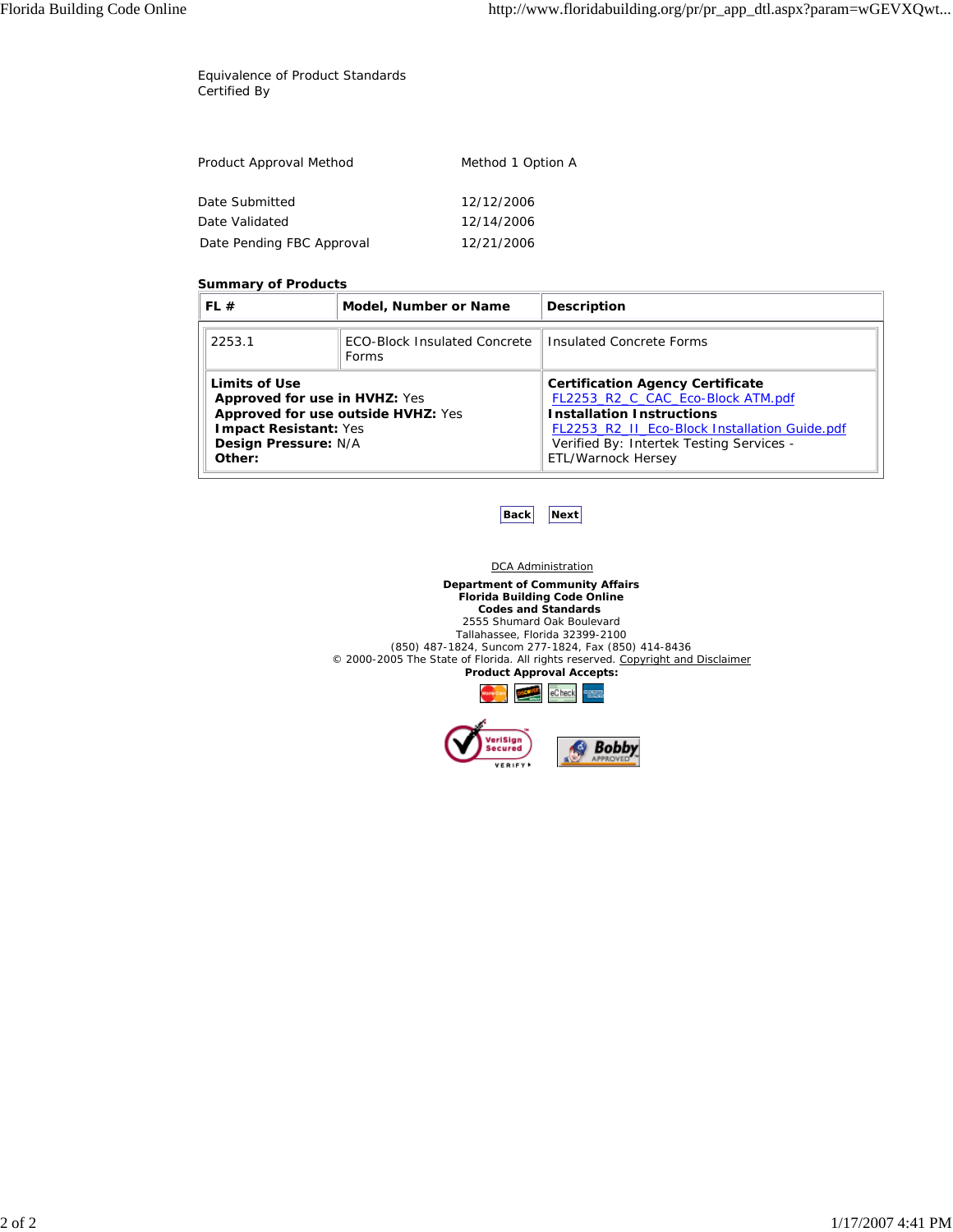| | |
|---|---|
| Equivalence of Product Standards Certified By | |
| Product Approval Method | Method 1 Option A |
| Date Submitted | 12/12/2006 |
| Date Validated | 12/14/2006 |
| Date Pending FBC Approval | 12/21/2006 |

**Summary of Products**

| FL # | Model, Number or Name | Description |
|---|---|---|
| 2253.1 | ECO-Block Insulated Concrete Forms | Insulated Concrete Forms |
| **Limits of Use**<br>**Approved for use in HVHZ:** Yes<br>**Approved for use outside HVHZ:** Yes<br>**Impact Resistant:** Yes<br>**Design Pressure:** N/A<br>**Other:** | | **Certification Agency Certificate**<br>FL2253_R2_C_CAC_Eco-Block ATM.pdf<br>**Installation Instructions**<br>FL2253_R2_II_Eco-Block Installation Guide.pdf<br>Verified By: Intertek Testing Services - ETL/Warnock Hersey |

Back Next

DCA Administration

**Department of Community Affairs**
**Florida Building Code Online**
**Codes and Standards**
2555 Shumard Oak Boulevard
Tallahassee, Florida 32399-2100
(850) 487-1824, Suncom 277-1824, Fax (850) 414-8436
© 2000-2005 The State of Florida. All rights reserved. Copyright and Disclaimer
**Product Approval Accepts:**